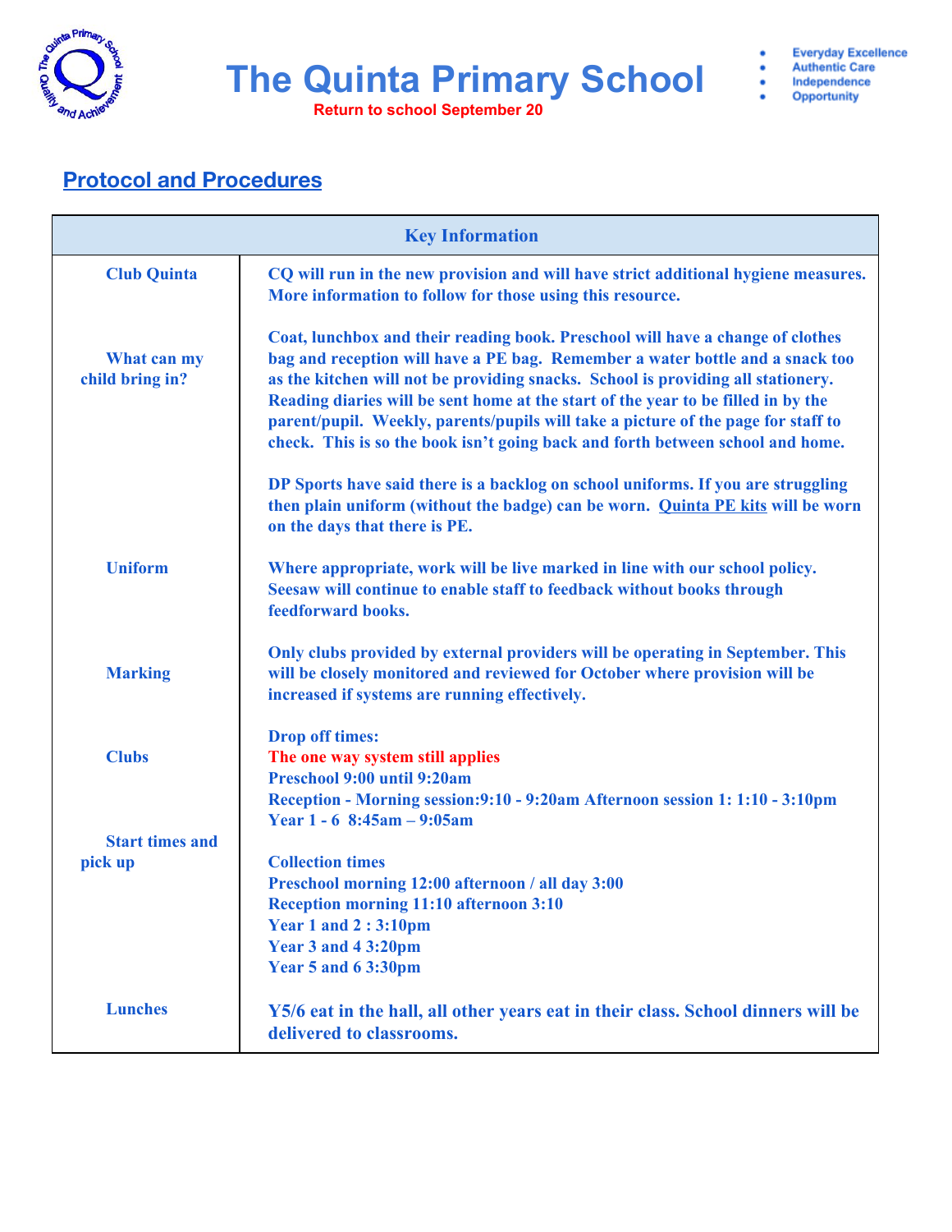# The Quinta Primary School

**Return to school September 20**

- Everyday Excellence
- Authentic Care
- Independence
- Opportunity

## Protocol and Procedures

| Key Information | |
|---|---|
| **Club Quinta** | **CQ will run in the new provision and will have strict additional hygiene measures. More information to follow for those using this resource.** |
| **What can my child bring in?** | **Coat, lunchbox and their reading book. Preschool will have a change of clothes bag and reception will have a PE bag. Remember a water bottle and a snack too as the kitchen will not be providing snacks. School is providing all stationery. Reading diaries will be sent home at the start of the year to be filled in by the parent/pupil. Weekly, parents/pupils will take a picture of the page for staff to check. This is so the book isn't going back and forth between school and home.** |
| **Uniform** | **DP Sports have said there is a backlog on school uniforms. If you are struggling then plain uniform (without the badge) can be worn. Quinta PE kits will be worn on the days that there is PE.** |
| **Marking** | **Where appropriate, work will be live marked in line with our school policy. Seesaw will continue to enable staff to feedback without books through feedforward books.** |
| **Clubs** | **Only clubs provided by external providers will be operating in September. This will be closely monitored and reviewed for October where provision will be increased if systems are running effectively.** |
| **Start times and pick up** | **Drop off times:**<br>**The one way system still applies**<br>**Preschool 9:00 until 9:20am**<br>**Reception - Morning session:9:10 - 9:20am Afternoon session 1: 1:10 - 3:10pm**<br>**Year 1 - 6 8:45am – 9:05am**<br><br>**Collection times**<br>**Preschool morning 12:00 afternoon / all day 3:00**<br>**Reception morning 11:10 afternoon 3:10**<br>**Year 1 and 2 : 3:10pm**<br>**Year 3 and 4 3:20pm**<br>**Year 5 and 6 3:30pm** |
| **Lunches** | **Y5/6 eat in the hall, all other years eat in their class. School dinners will be delivered to classrooms.** |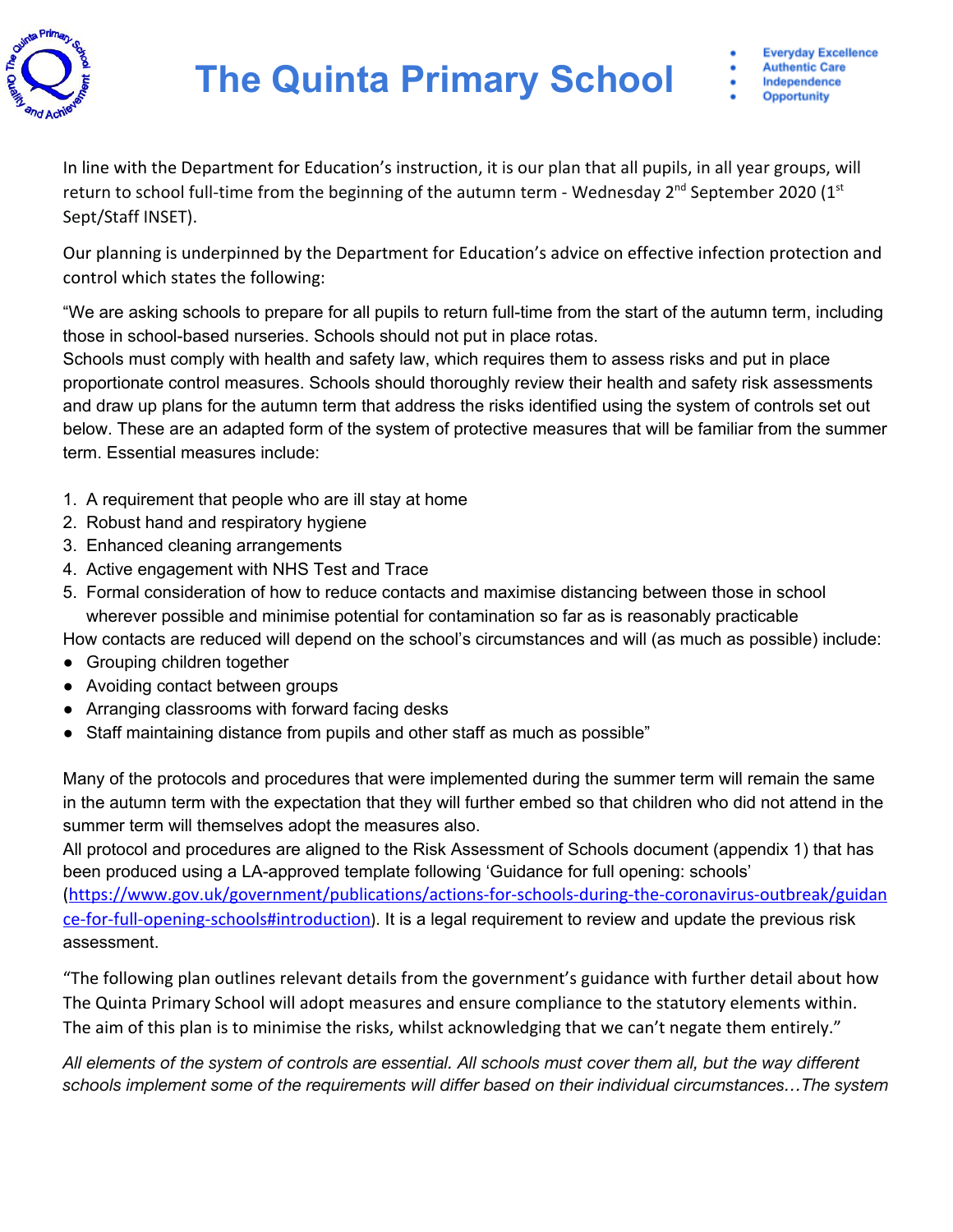# The Quinta Primary School

- Everyday Excellence
- Authentic Care
- Independence
- Opportunity

In line with the Department for Education's instruction, it is our plan that all pupils, in all year groups, will return to school full-time from the beginning of the autumn term - Wednesday 2nd September 2020 (1st Sept/Staff INSET).

Our planning is underpinned by the Department for Education's advice on effective infection protection and control which states the following:

"We are asking schools to prepare for all pupils to return full-time from the start of the autumn term, including those in school-based nurseries. Schools should not put in place rotas.
Schools must comply with health and safety law, which requires them to assess risks and put in place proportionate control measures. Schools should thoroughly review their health and safety risk assessments and draw up plans for the autumn term that address the risks identified using the system of controls set out below. These are an adapted form of the system of protective measures that will be familiar from the summer term. Essential measures include:

1. A requirement that people who are ill stay at home
2. Robust hand and respiratory hygiene
3. Enhanced cleaning arrangements
4. Active engagement with NHS Test and Trace
5. Formal consideration of how to reduce contacts and maximise distancing between those in school wherever possible and minimise potential for contamination so far as is reasonably practicable

How contacts are reduced will depend on the school's circumstances and will (as much as possible) include:

- Grouping children together
- Avoiding contact between groups
- Arranging classrooms with forward facing desks
- Staff maintaining distance from pupils and other staff as much as possible"

Many of the protocols and procedures that were implemented during the summer term will remain the same in the autumn term with the expectation that they will further embed so that children who did not attend in the summer term will themselves adopt the measures also.
All protocol and procedures are aligned to the Risk Assessment of Schools document (appendix 1) that has been produced using a LA-approved template following 'Guidance for full opening: schools' (https://www.gov.uk/government/publications/actions-for-schools-during-the-coronavirus-outbreak/guidance-for-full-opening-schools#introduction). It is a legal requirement to review and update the previous risk assessment.

"The following plan outlines relevant details from the government's guidance with further detail about how The Quinta Primary School will adopt measures and ensure compliance to the statutory elements within. The aim of this plan is to minimise the risks, whilst acknowledging that we can't negate them entirely."

*All elements of the system of controls are essential. All schools must cover them all, but the way different schools implement some of the requirements will differ based on their individual circumstances…The system*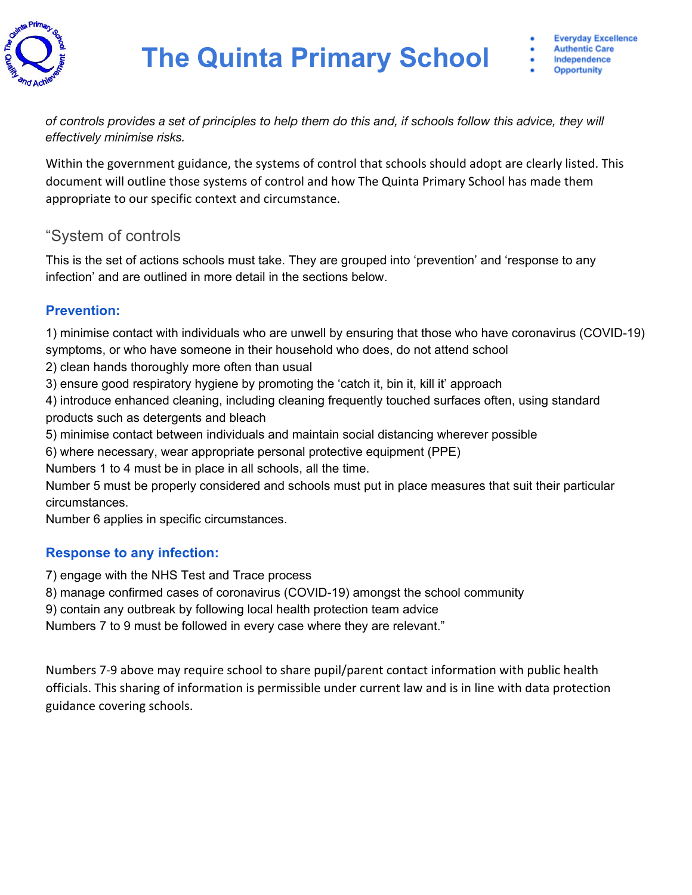*of controls provides a set of principles to help them do this and, if schools follow this advice, they will effectively minimise risks.*

Within the government guidance, the systems of control that schools should adopt are clearly listed. This document will outline those systems of control and how The Quinta Primary School has made them appropriate to our specific context and circumstance.

## "System of controls

This is the set of actions schools must take. They are grouped into 'prevention' and 'response to any infection' and are outlined in more detail in the sections below.

### Prevention:

1) minimise contact with individuals who are unwell by ensuring that those who have coronavirus (COVID-19) symptoms, or who have someone in their household who does, do not attend school
2) clean hands thoroughly more often than usual
3) ensure good respiratory hygiene by promoting the 'catch it, bin it, kill it' approach
4) introduce enhanced cleaning, including cleaning frequently touched surfaces often, using standard products such as detergents and bleach
5) minimise contact between individuals and maintain social distancing wherever possible
6) where necessary, wear appropriate personal protective equipment (PPE)

Numbers 1 to 4 must be in place in all schools, all the time.
Number 5 must be properly considered and schools must put in place measures that suit their particular circumstances.
Number 6 applies in specific circumstances.

### Response to any infection:

7) engage with the NHS Test and Trace process
8) manage confirmed cases of coronavirus (COVID-19) amongst the school community
9) contain any outbreak by following local health protection team advice

Numbers 7 to 9 must be followed in every case where they are relevant."

Numbers 7-9 above may require school to share pupil/parent contact information with public health officials. This sharing of information is permissible under current law and is in line with data protection guidance covering schools.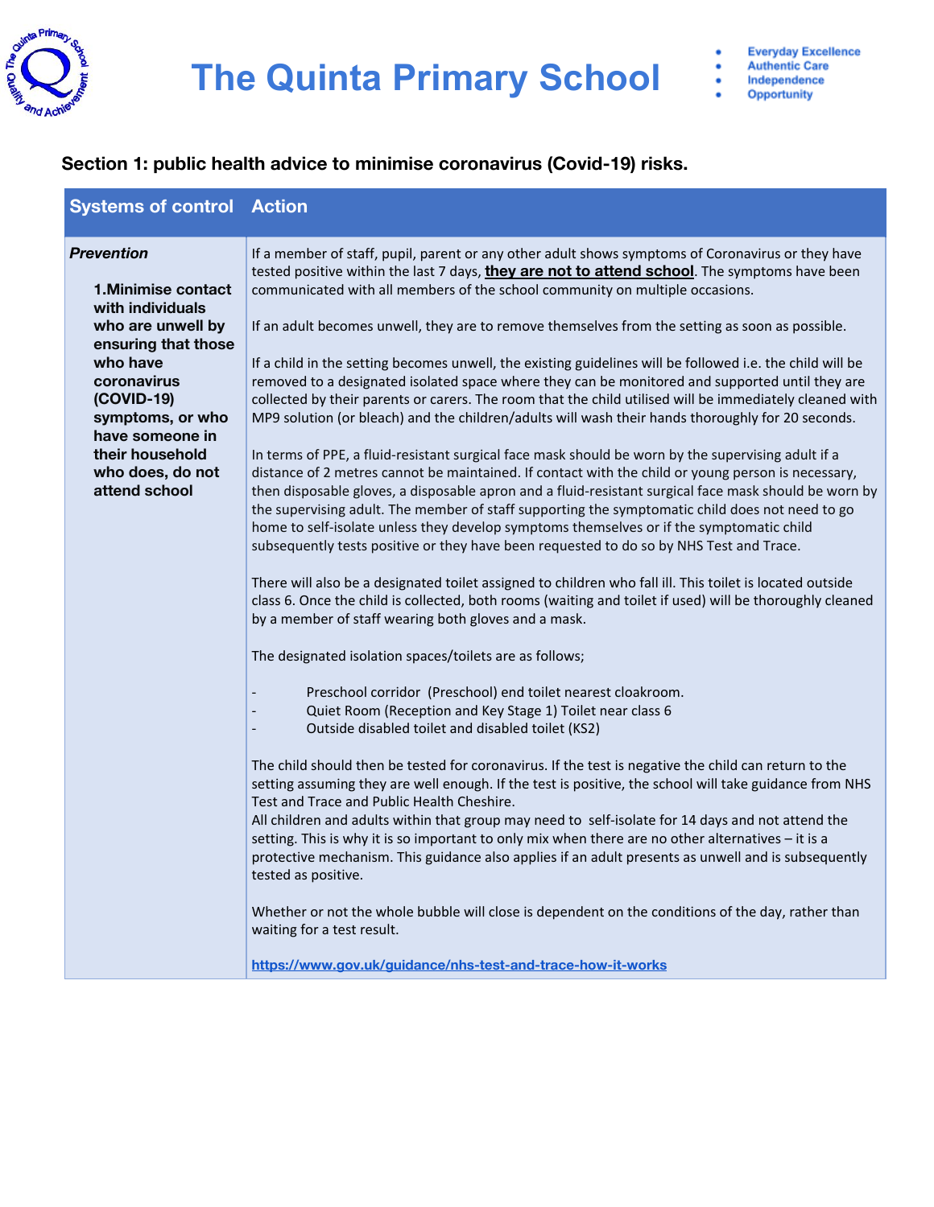# The Quinta Primary School

- Everyday Excellence
- Authentic Care
- Independence
- Opportunity

**Section 1: public health advice to minimise coronavirus (Covid-19) risks.**

| Systems of control | Action |
| --- | --- |
| ***Prevention***<br><br>**1.Minimise contact with individuals who are unwell by ensuring that those who have coronavirus (COVID-19) symptoms, or who have someone in their household who does, do not attend school** | If a member of staff, pupil, parent or any other adult shows symptoms of Coronavirus or they have tested positive within the last 7 days, **they are not to attend school**. The symptoms have been communicated with all members of the school community on multiple occasions.<br><br>If an adult becomes unwell, they are to remove themselves from the setting as soon as possible.<br><br>If a child in the setting becomes unwell, the existing guidelines will be followed i.e. the child will be removed to a designated isolated space where they can be monitored and supported until they are collected by their parents or carers. The room that the child utilised will be immediately cleaned with MP9 solution (or bleach) and the children/adults will wash their hands thoroughly for 20 seconds.<br><br>In terms of PPE, a fluid-resistant surgical face mask should be worn by the supervising adult if a distance of 2 metres cannot be maintained. If contact with the child or young person is necessary, then disposable gloves, a disposable apron and a fluid-resistant surgical face mask should be worn by the supervising adult. The member of staff supporting the symptomatic child does not need to go home to self-isolate unless they develop symptoms themselves or if the symptomatic child subsequently tests positive or they have been requested to do so by NHS Test and Trace.<br><br>There will also be a designated toilet assigned to children who fall ill. This toilet is located outside class 6. Once the child is collected, both rooms (waiting and toilet if used) will be thoroughly cleaned by a member of staff wearing both gloves and a mask.<br><br>The designated isolation spaces/toilets are as follows;<br><br>- Preschool corridor (Preschool) end toilet nearest cloakroom.<br>- Quiet Room (Reception and Key Stage 1) Toilet near class 6<br>- Outside disabled toilet and disabled toilet (KS2)<br><br>The child should then be tested for coronavirus. If the test is negative the child can return to the setting assuming they are well enough. If the test is positive, the school will take guidance from NHS Test and Trace and Public Health Cheshire.<br>All children and adults within that group may need to self-isolate for 14 days and not attend the setting. This is why it is so important to only mix when there are no other alternatives – it is a protective mechanism. This guidance also applies if an adult presents as unwell and is subsequently tested as positive.<br><br>Whether or not the whole bubble will close is dependent on the conditions of the day, rather than waiting for a test result.<br><br>https://www.gov.uk/guidance/nhs-test-and-trace-how-it-works |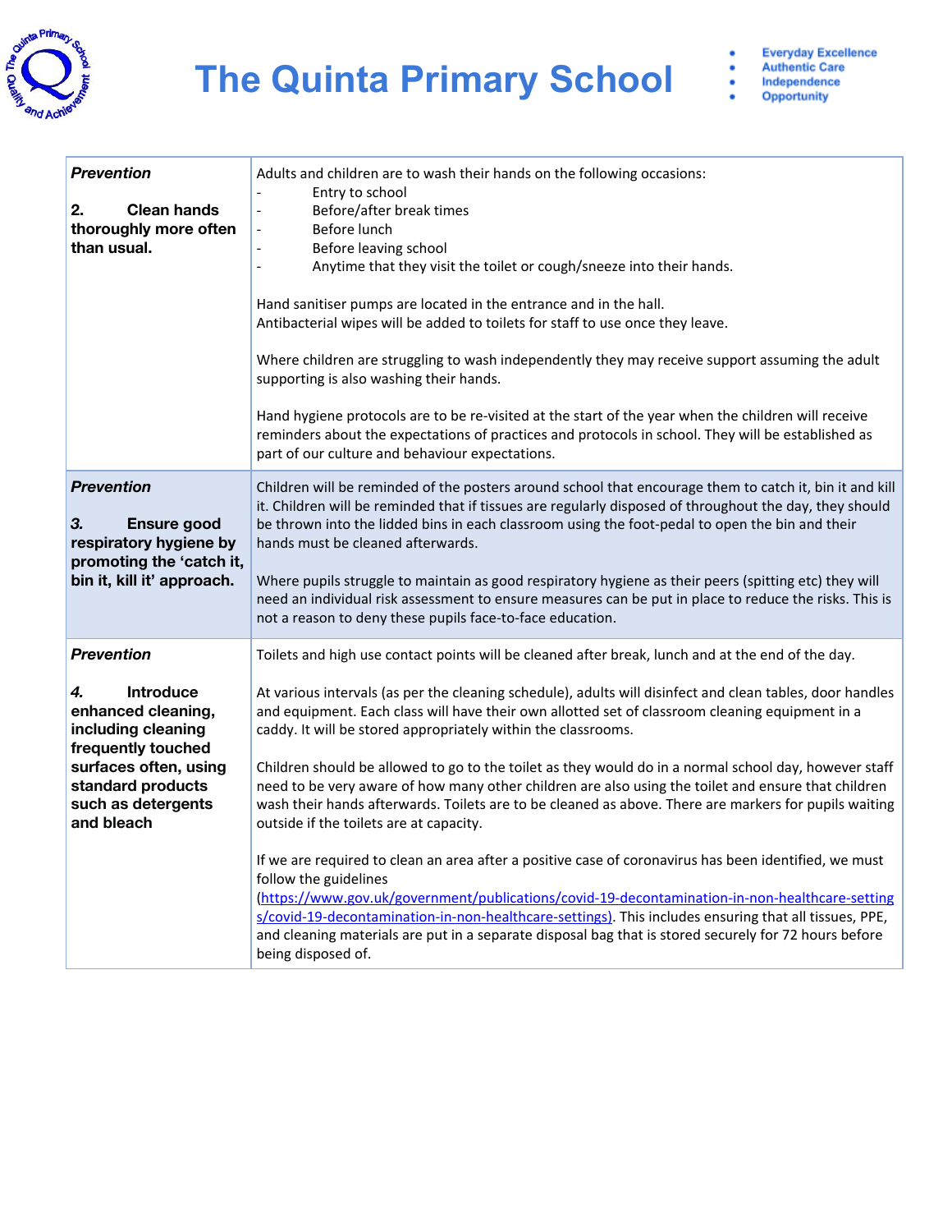| Prevention<br><br>**2. Clean hands thoroughly more often than usual.** | Adults and children are to wash their hands on the following occasions:<br>- Entry to school<br>- Before/after break times<br>- Before lunch<br>- Before leaving school<br>- Anytime that they visit the toilet or cough/sneeze into their hands.<br><br>Hand sanitiser pumps are located in the entrance and in the hall.<br>Antibacterial wipes will be added to toilets for staff to use once they leave.<br><br>Where children are struggling to wash independently they may receive support assuming the adult supporting is also washing their hands.<br><br>Hand hygiene protocols are to be re-visited at the start of the year when the children will receive reminders about the expectations of practices and protocols in school. They will be established as part of our culture and behaviour expectations. |
|---|---|
| ***Prevention***<br><br>***3.*** **Ensure good respiratory hygiene by promoting the 'catch it, bin it, kill it' approach.** | Children will be reminded of the posters around school that encourage them to catch it, bin it and kill it. Children will be reminded that if tissues are regularly disposed of throughout the day, they should be thrown into the lidded bins in each classroom using the foot-pedal to open the bin and their hands must be cleaned afterwards.<br><br>Where pupils struggle to maintain as good respiratory hygiene as their peers (spitting etc) they will need an individual risk assessment to ensure measures can be put in place to reduce the risks. This is not a reason to deny these pupils face-to-face education. |
| ***Prevention***<br><br>***4.*** **Introduce enhanced cleaning, including cleaning frequently touched surfaces often, using standard products such as detergents and bleach** | Toilets and high use contact points will be cleaned after break, lunch and at the end of the day.<br><br>At various intervals (as per the cleaning schedule), adults will disinfect and clean tables, door handles and equipment. Each class will have their own allotted set of classroom cleaning equipment in a caddy. It will be stored appropriately within the classrooms.<br><br>Children should be allowed to go to the toilet as they would do in a normal school day, however staff need to be very aware of how many other children are also using the toilet and ensure that children wash their hands afterwards. Toilets are to be cleaned as above. There are markers for pupils waiting outside if the toilets are at capacity.<br><br>If we are required to clean an area after a positive case of coronavirus has been identified, we must follow the guidelines (https://www.gov.uk/government/publications/covid-19-decontamination-in-non-healthcare-settings/covid-19-decontamination-in-non-healthcare-settings). This includes ensuring that all tissues, PPE, and cleaning materials are put in a separate disposal bag that is stored securely for 72 hours before being disposed of. |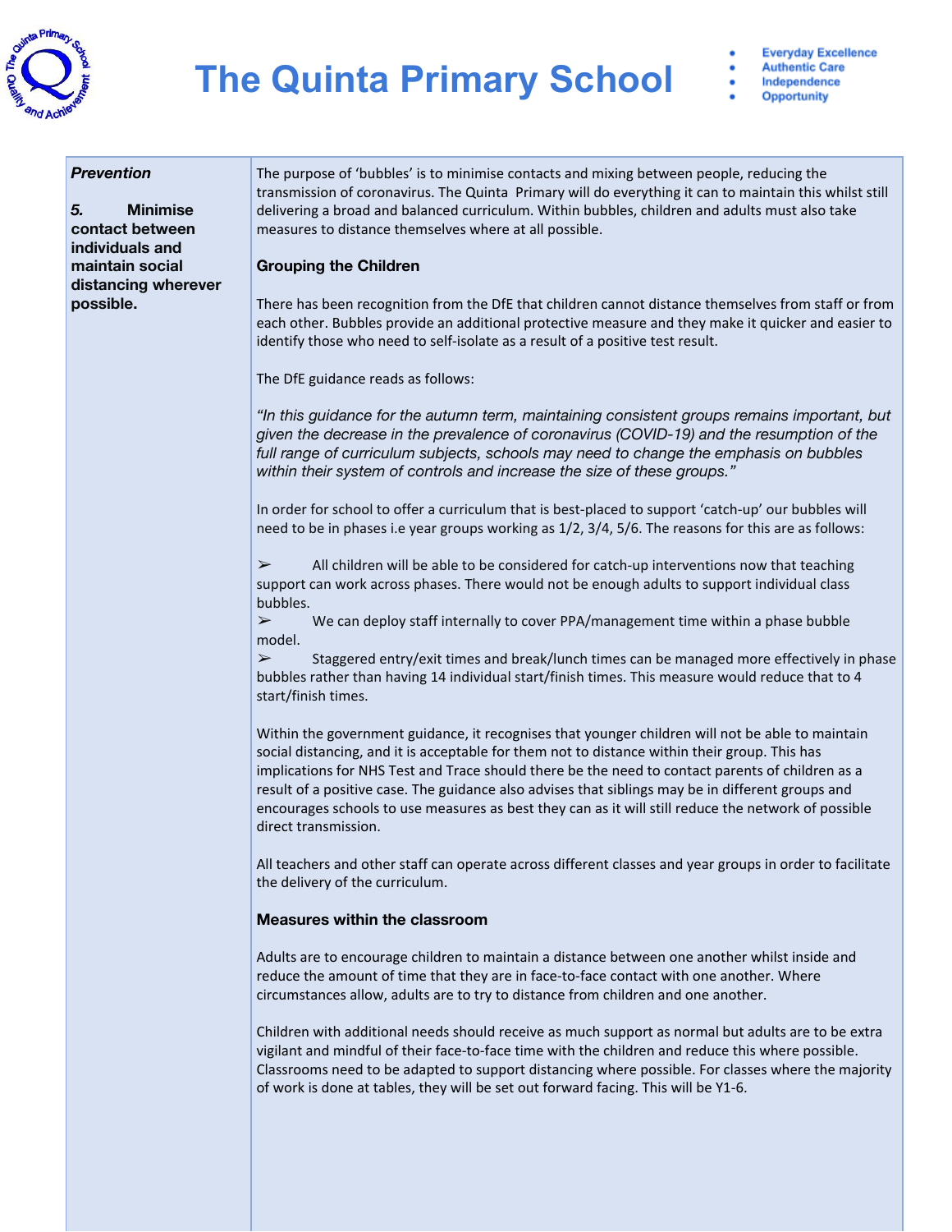| Prevention<br><br>5. Minimise contact between individuals and maintain social distancing wherever possible. | The purpose of 'bubbles' is to minimise contacts and mixing between people, reducing the transmission of coronavirus. The Quinta Primary will do everything it can to maintain this whilst still delivering a broad and balanced curriculum. Within bubbles, children and adults must also take measures to distance themselves where at all possible.<br><br>**Grouping the Children**<br><br>There has been recognition from the DfE that children cannot distance themselves from staff or from each other. Bubbles provide an additional protective measure and they make it quicker and easier to identify those who need to self-isolate as a result of a positive test result.<br><br>The DfE guidance reads as follows:<br><br>*"In this guidance for the autumn term, maintaining consistent groups remains important, but given the decrease in the prevalence of coronavirus (COVID-19) and the resumption of the full range of curriculum subjects, schools may need to change the emphasis on bubbles within their system of controls and increase the size of these groups."*<br><br>In order for school to offer a curriculum that is best-placed to support 'catch-up' our bubbles will need to be in phases i.e year groups working as 1/2, 3/4, 5/6. The reasons for this are as follows:<br><br>➢ All children will be able to be considered for catch-up interventions now that teaching support can work across phases. There would not be enough adults to support individual class bubbles.<br>➢ We can deploy staff internally to cover PPA/management time within a phase bubble model.<br>➢ Staggered entry/exit times and break/lunch times can be managed more effectively in phase bubbles rather than having 14 individual start/finish times. This measure would reduce that to 4 start/finish times.<br><br>Within the government guidance, it recognises that younger children will not be able to maintain social distancing, and it is acceptable for them not to distance within their group. This has implications for NHS Test and Trace should there be the need to contact parents of children as a result of a positive case. The guidance also advises that siblings may be in different groups and encourages schools to use measures as best they can as it will still reduce the network of possible direct transmission.<br><br>All teachers and other staff can operate across different classes and year groups in order to facilitate the delivery of the curriculum.<br><br>**Measures within the classroom**<br><br>Adults are to encourage children to maintain a distance between one another whilst inside and reduce the amount of time that they are in face-to-face contact with one another. Where circumstances allow, adults are to try to distance from children and one another.<br><br>Children with additional needs should receive as much support as normal but adults are to be extra vigilant and mindful of their face-to-face time with the children and reduce this where possible. Classrooms need to be adapted to support distancing where possible. For classes where the majority of work is done at tables, they will be set out forward facing. This will be Y1-6. |
|---|---|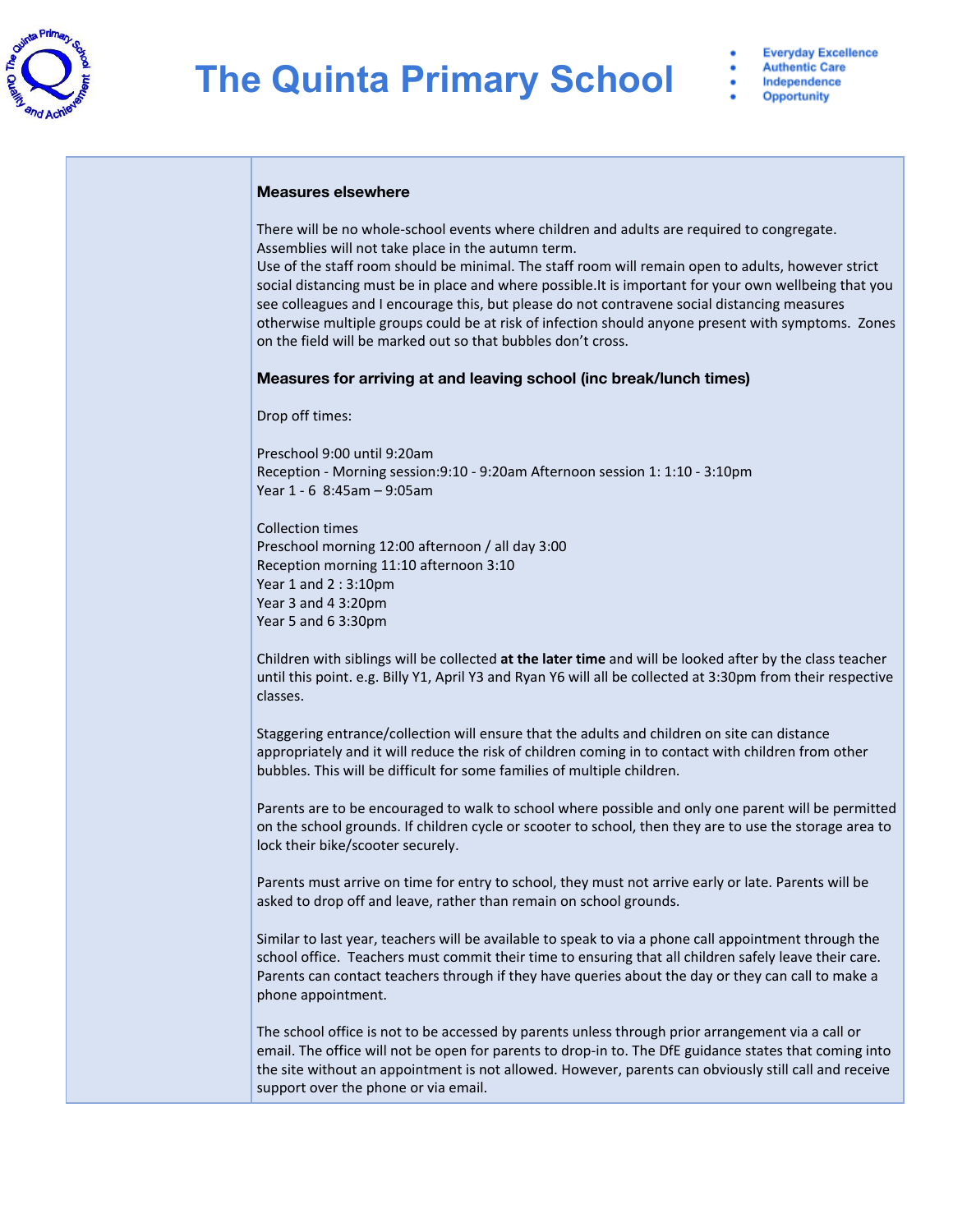### Measures elsewhere

There will be no whole-school events where children and adults are required to congregate. Assemblies will not take place in the autumn term.
Use of the staff room should be minimal. The staff room will remain open to adults, however strict social distancing must be in place and where possible.It is important for your own wellbeing that you see colleagues and I encourage this, but please do not contravene social distancing measures otherwise multiple groups could be at risk of infection should anyone present with symptoms. Zones on the field will be marked out so that bubbles don't cross.

### Measures for arriving at and leaving school (inc break/lunch times)

Drop off times:

Preschool 9:00 until 9:20am
Reception - Morning session:9:10 - 9:20am Afternoon session 1: 1:10 - 3:10pm
Year 1 - 6 8:45am – 9:05am

Collection times
Preschool morning 12:00 afternoon / all day 3:00
Reception morning 11:10 afternoon 3:10
Year 1 and 2 : 3:10pm
Year 3 and 4 3:20pm
Year 5 and 6 3:30pm

Children with siblings will be collected **at the later time** and will be looked after by the class teacher until this point. e.g. Billy Y1, April Y3 and Ryan Y6 will all be collected at 3:30pm from their respective classes.

Staggering entrance/collection will ensure that the adults and children on site can distance appropriately and it will reduce the risk of children coming in to contact with children from other bubbles. This will be difficult for some families of multiple children.

Parents are to be encouraged to walk to school where possible and only one parent will be permitted on the school grounds. If children cycle or scooter to school, then they are to use the storage area to lock their bike/scooter securely.

Parents must arrive on time for entry to school, they must not arrive early or late. Parents will be asked to drop off and leave, rather than remain on school grounds.

Similar to last year, teachers will be available to speak to via a phone call appointment through the school office. Teachers must commit their time to ensuring that all children safely leave their care. Parents can contact teachers through if they have queries about the day or they can call to make a phone appointment.

The school office is not to be accessed by parents unless through prior arrangement via a call or email. The office will not be open for parents to drop-in to. The DfE guidance states that coming into the site without an appointment is not allowed. However, parents can obviously still call and receive support over the phone or via email.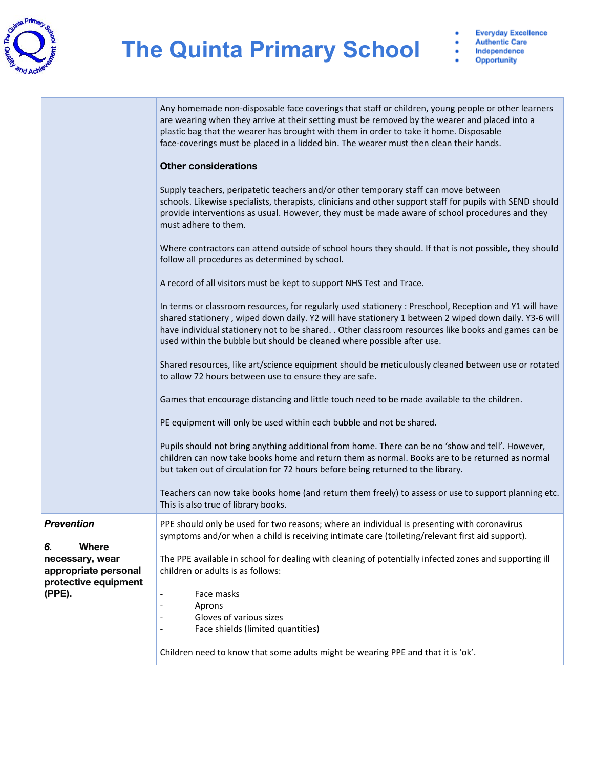| | |
|---|---|
| | Any homemade non-disposable face coverings that staff or children, young people or other learners are wearing when they arrive at their setting must be removed by the wearer and placed into a plastic bag that the wearer has brought with them in order to take it home. Disposable face-coverings must be placed in a lidded bin. The wearer must then clean their hands.<br><br>**Other considerations**<br><br>Supply teachers, peripatetic teachers and/or other temporary staff can move between schools. Likewise specialists, therapists, clinicians and other support staff for pupils with SEND should provide interventions as usual. However, they must be made aware of school procedures and they must adhere to them.<br><br>Where contractors can attend outside of school hours they should. If that is not possible, they should follow all procedures as determined by school.<br><br>A record of all visitors must be kept to support NHS Test and Trace.<br><br>In terms or classroom resources, for regularly used stationery : Preschool, Reception and Y1 will have shared stationery , wiped down daily. Y2 will have stationery 1 between 2 wiped down daily. Y3-6 will have individual stationery not to be shared. . Other classroom resources like books and games can be used within the bubble but should be cleaned where possible after use.<br><br>Shared resources, like art/science equipment should be meticulously cleaned between use or rotated to allow 72 hours between use to ensure they are safe.<br><br>Games that encourage distancing and little touch need to be made available to the children.<br><br>PE equipment will only be used within each bubble and not be shared.<br><br>Pupils should not bring anything additional from home. There can be no 'show and tell'. However, children can now take books home and return them as normal. Books are to be returned as normal but taken out of circulation for 72 hours before being returned to the library.<br><br>Teachers can now take books home (and return them freely) to assess or use to support planning etc. This is also true of library books. |
| ***Prevention***<br><br>***6.*** **Where necessary, wear appropriate personal protective equipment (PPE).** | PPE should only be used for two reasons; where an individual is presenting with coronavirus symptoms and/or when a child is receiving intimate care (toileting/relevant first aid support).<br><br>The PPE available in school for dealing with cleaning of potentially infected zones and supporting ill children or adults is as follows:<br><br>- Face masks<br>- Aprons<br>- Gloves of various sizes<br>- Face shields (limited quantities)<br><br>Children need to know that some adults might be wearing PPE and that it is 'ok'. |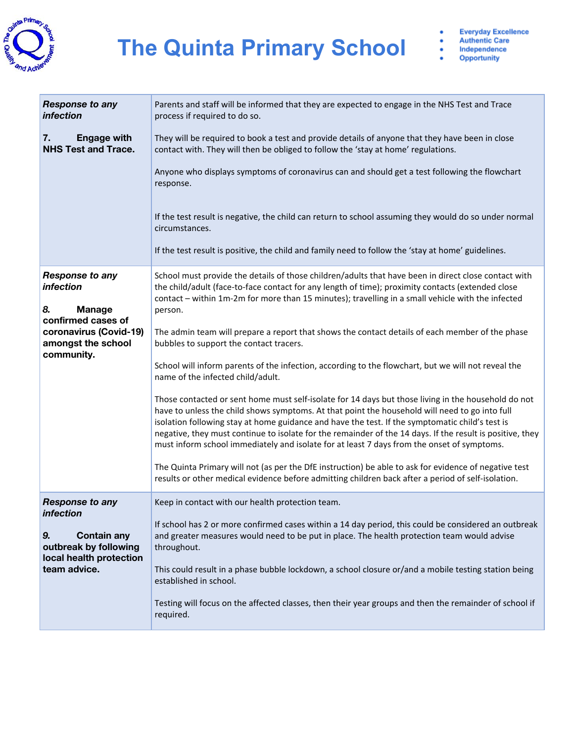| Response to any infection<br><br>7. Engage with NHS Test and Trace. | Parents and staff will be informed that they are expected to engage in the NHS Test and Trace process if required to do so.<br><br>They will be required to book a test and provide details of anyone that they have been in close contact with. They will then be obliged to follow the 'stay at home' regulations.<br><br>Anyone who displays symptoms of coronavirus can and should get a test following the flowchart response.<br><br>If the test result is negative, the child can return to school assuming they would do so under normal circumstances.<br><br>If the test result is positive, the child and family need to follow the 'stay at home' guidelines. |
|---|---|
| *Response to any infection*<br><br>*8.* **Manage confirmed cases of coronavirus (Covid-19) amongst the school community.** | School must provide the details of those children/adults that have been in direct close contact with the child/adult (face-to-face contact for any length of time); proximity contacts (extended close contact – within 1m-2m for more than 15 minutes); travelling in a small vehicle with the infected person.<br><br>The admin team will prepare a report that shows the contact details of each member of the phase bubbles to support the contact tracers.<br><br>School will inform parents of the infection, according to the flowchart, but we will not reveal the name of the infected child/adult.<br><br>Those contacted or sent home must self-isolate for 14 days but those living in the household do not have to unless the child shows symptoms. At that point the household will need to go into full isolation following stay at home guidance and have the test. If the symptomatic child's test is negative, they must continue to isolate for the remainder of the 14 days. If the result is positive, they must inform school immediately and isolate for at least 7 days from the onset of symptoms.<br><br>The Quinta Primary will not (as per the DfE instruction) be able to ask for evidence of negative test results or other medical evidence before admitting children back after a period of self-isolation. |
| *Response to any infection*<br><br>*9.* **Contain any outbreak by following local health protection team advice.** | Keep in contact with our health protection team.<br><br>If school has 2 or more confirmed cases within a 14 day period, this could be considered an outbreak and greater measures would need to be put in place. The health protection team would advise throughout.<br><br>This could result in a phase bubble lockdown, a school closure or/and a mobile testing station being established in school.<br><br>Testing will focus on the affected classes, then their year groups and then the remainder of school if required. |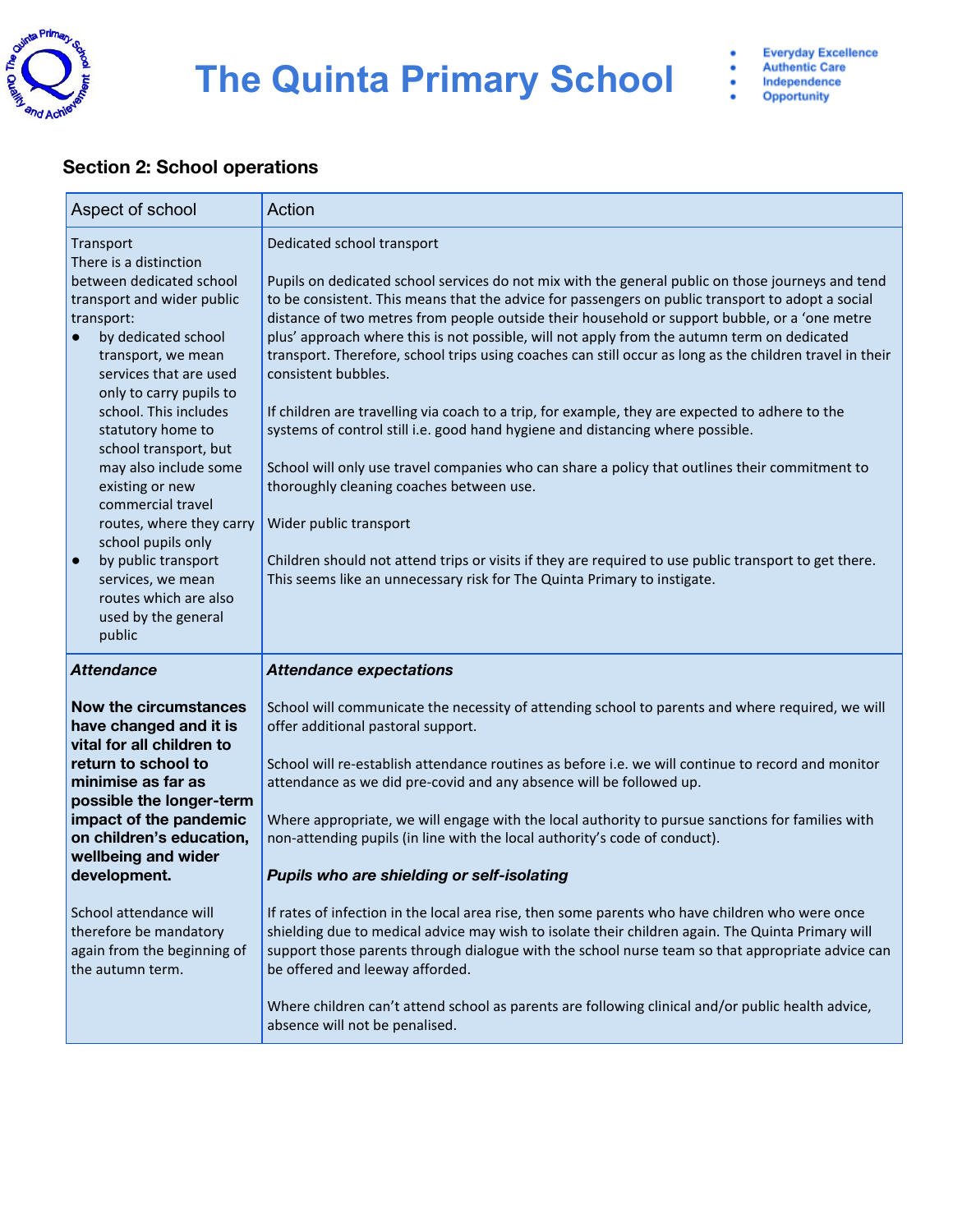## Section 2: School operations

| Aspect of school | Action |
|---|---|
| Transport<br>There is a distinction between dedicated school transport and wider public transport:<br>● by dedicated school transport, we mean services that are used only to carry pupils to school. This includes statutory home to school transport, but may also include some existing or new commercial travel routes, where they carry school pupils only<br>● by public transport services, we mean routes which are also used by the general public | Dedicated school transport<br><br>Pupils on dedicated school services do not mix with the general public on those journeys and tend to be consistent. This means that the advice for passengers on public transport to adopt a social distance of two metres from people outside their household or support bubble, or a 'one metre plus' approach where this is not possible, will not apply from the autumn term on dedicated transport. Therefore, school trips using coaches can still occur as long as the children travel in their consistent bubbles.<br><br>If children are travelling via coach to a trip, for example, they are expected to adhere to the systems of control still i.e. good hand hygiene and distancing where possible.<br><br>School will only use travel companies who can share a policy that outlines their commitment to thoroughly cleaning coaches between use.<br><br>Wider public transport<br><br>Children should not attend trips or visits if they are required to use public transport to get there. This seems like an unnecessary risk for The Quinta Primary to instigate. |
| ***Attendance***<br><br>**Now the circumstances have changed and it is vital for all children to return to school to minimise as far as possible the longer-term impact of the pandemic on children's education, wellbeing and wider development.**<br><br>School attendance will therefore be mandatory again from the beginning of the autumn term. | ***Attendance expectations***<br><br>School will communicate the necessity of attending school to parents and where required, we will offer additional pastoral support.<br><br>School will re-establish attendance routines as before i.e. we will continue to record and monitor attendance as we did pre-covid and any absence will be followed up.<br><br>Where appropriate, we will engage with the local authority to pursue sanctions for families with non-attending pupils (in line with the local authority's code of conduct).<br><br>***Pupils who are shielding or self-isolating***<br><br>If rates of infection in the local area rise, then some parents who have children who were once shielding due to medical advice may wish to isolate their children again. The Quinta Primary will support those parents through dialogue with the school nurse team so that appropriate advice can be offered and leeway afforded.<br><br>Where children can't attend school as parents are following clinical and/or public health advice, absence will not be penalised. |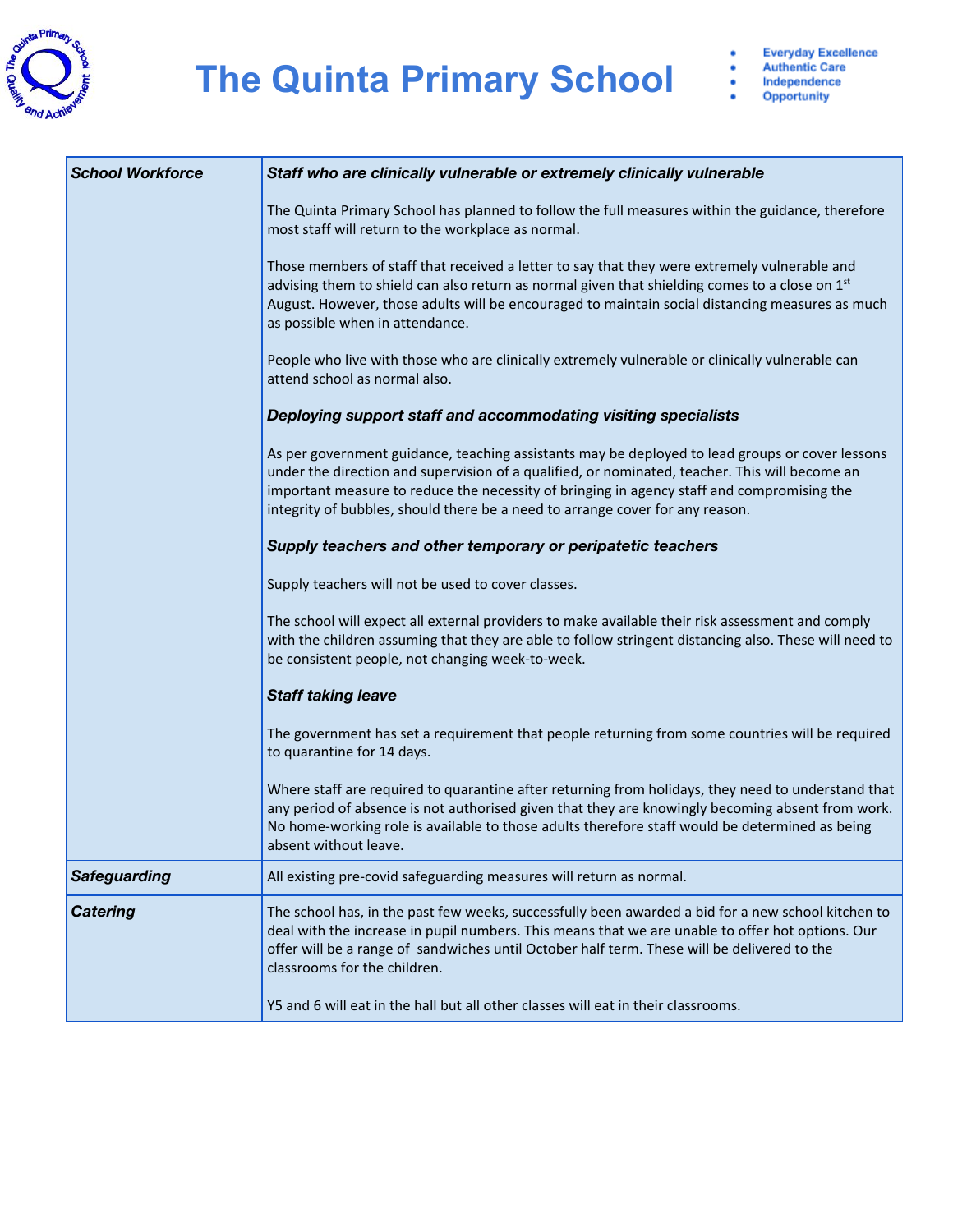| School Workforce | ***Staff who are clinically vulnerable or extremely clinically vulnerable***<br><br>The Quinta Primary School has planned to follow the full measures within the guidance, therefore most staff will return to the workplace as normal.<br><br>Those members of staff that received a letter to say that they were extremely vulnerable and advising them to shield can also return as normal given that shielding comes to a close on 1st August. However, those adults will be encouraged to maintain social distancing measures as much as possible when in attendance.<br><br>People who live with those who are clinically extremely vulnerable or clinically vulnerable can attend school as normal also.<br><br>***Deploying support staff and accommodating visiting specialists***<br><br>As per government guidance, teaching assistants may be deployed to lead groups or cover lessons under the direction and supervision of a qualified, or nominated, teacher. This will become an important measure to reduce the necessity of bringing in agency staff and compromising the integrity of bubbles, should there be a need to arrange cover for any reason.<br><br>***Supply teachers and other temporary or peripatetic teachers***<br><br>Supply teachers will not be used to cover classes.<br><br>The school will expect all external providers to make available their risk assessment and comply with the children assuming that they are able to follow stringent distancing also. These will need to be consistent people, not changing week-to-week.<br><br>***Staff taking leave***<br><br>The government has set a requirement that people returning from some countries will be required to quarantine for 14 days.<br><br>Where staff are required to quarantine after returning from holidays, they need to understand that any period of absence is not authorised given that they are knowingly becoming absent from work. No home-working role is available to those adults therefore staff would be determined as being absent without leave. |
|---|---|
| ***Safeguarding*** | All existing pre-covid safeguarding measures will return as normal. |
| ***Catering*** | The school has, in the past few weeks, successfully been awarded a bid for a new school kitchen to deal with the increase in pupil numbers. This means that we are unable to offer hot options. Our offer will be a range of sandwiches until October half term. These will be delivered to the classrooms for the children.<br><br>Y5 and 6 will eat in the hall but all other classes will eat in their classrooms. |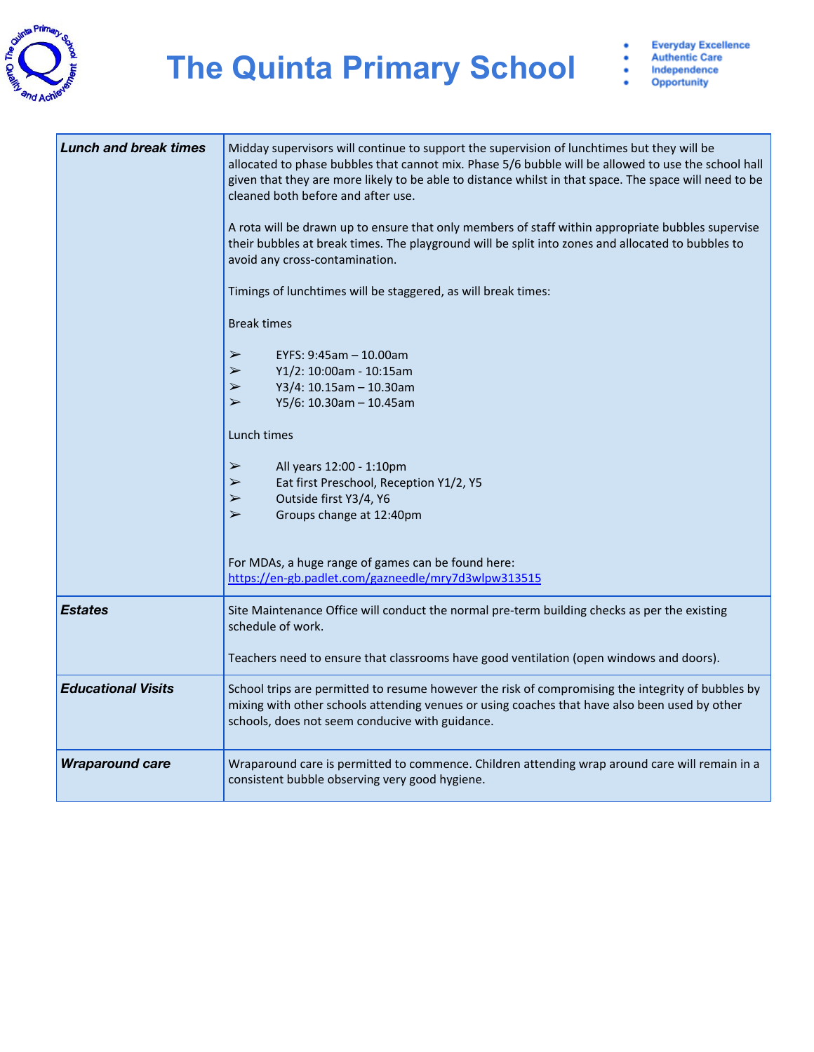| | |
|---|---|
| ***Lunch and break times*** | Midday supervisors will continue to support the supervision of lunchtimes but they will be allocated to phase bubbles that cannot mix. Phase 5/6 bubble will be allowed to use the school hall given that they are more likely to be able to distance whilst in that space. The space will need to be cleaned both before and after use.<br><br>A rota will be drawn up to ensure that only members of staff within appropriate bubbles supervise their bubbles at break times. The playground will be split into zones and allocated to bubbles to avoid any cross-contamination.<br><br>Timings of lunchtimes will be staggered, as will break times:<br><br>Break times<br><br>➢ EYFS: 9:45am – 10.00am<br>➢ Y1/2: 10:00am - 10:15am<br>➢ Y3/4: 10.15am – 10.30am<br>➢ Y5/6: 10.30am – 10.45am<br><br>Lunch times<br><br>➢ All years 12:00 - 1:10pm<br>➢ Eat first Preschool, Reception Y1/2, Y5<br>➢ Outside first Y3/4, Y6<br>➢ Groups change at 12:40pm<br><br>For MDAs, a huge range of games can be found here:<br>https://en-gb.padlet.com/gazneedle/mry7d3wlpw313515 |
| ***Estates*** | Site Maintenance Office will conduct the normal pre-term building checks as per the existing schedule of work.<br><br>Teachers need to ensure that classrooms have good ventilation (open windows and doors). |
| ***Educational Visits*** | School trips are permitted to resume however the risk of compromising the integrity of bubbles by mixing with other schools attending venues or using coaches that have also been used by other schools, does not seem conducive with guidance. |
| ***Wraparound care*** | Wraparound care is permitted to commence. Children attending wrap around care will remain in a consistent bubble observing very good hygiene. |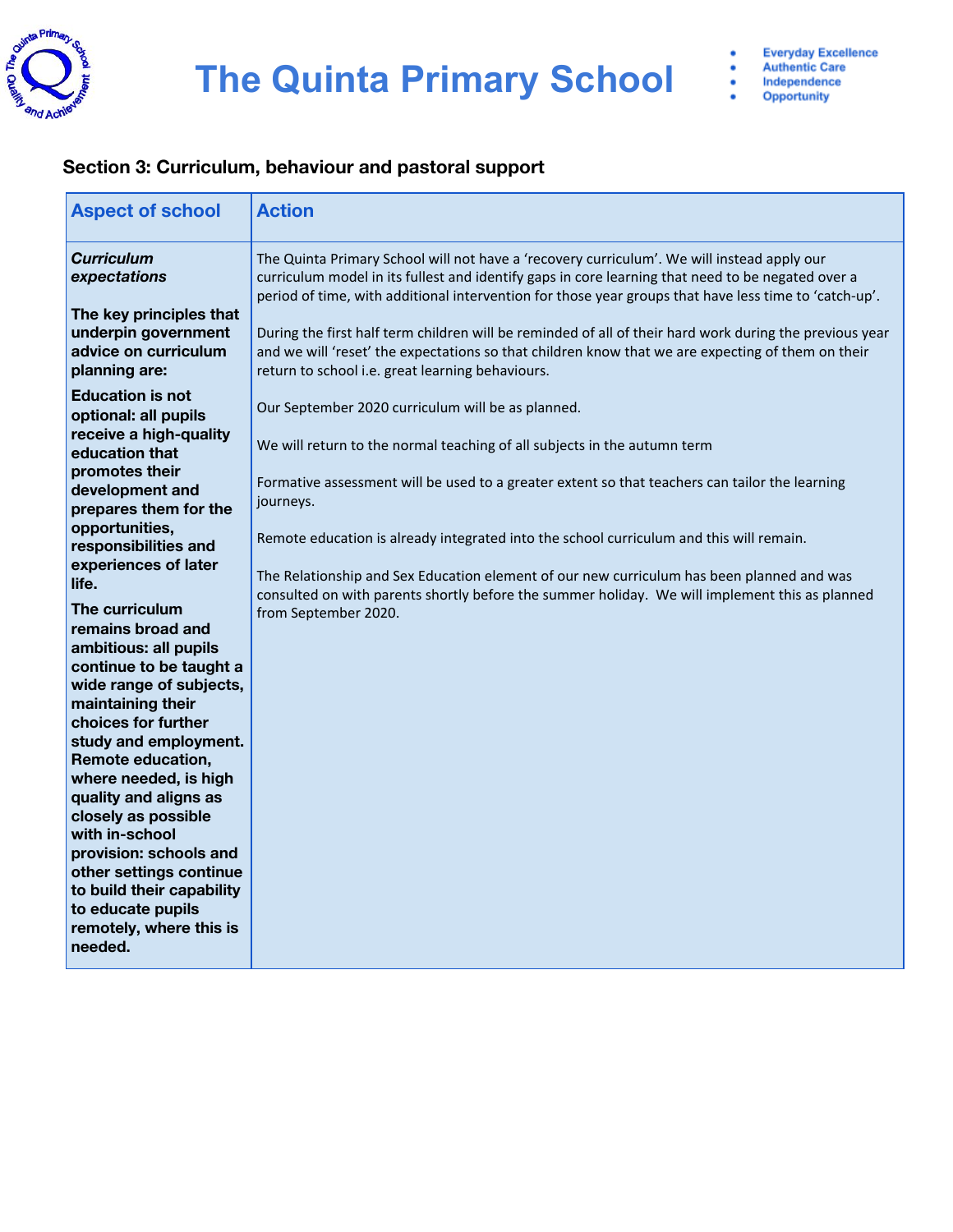# The Quinta Primary School

- Everyday Excellence
- Authentic Care
- Independence
- Opportunity

## Section 3: Curriculum, behaviour and pastoral support

| Aspect of school | Action |
|---|---|
| ***Curriculum expectations***<br><br>**The key principles that underpin government advice on curriculum planning are:**<br><br>**Education is not optional: all pupils receive a high-quality education that promotes their development and prepares them for the opportunities, responsibilities and experiences of later life.**<br><br>**The curriculum remains broad and ambitious: all pupils continue to be taught a wide range of subjects, maintaining their choices for further study and employment. Remote education, where needed, is high quality and aligns as closely as possible with in-school provision: schools and other settings continue to build their capability to educate pupils remotely, where this is needed.** | The Quinta Primary School will not have a 'recovery curriculum'. We will instead apply our curriculum model in its fullest and identify gaps in core learning that need to be negated over a period of time, with additional intervention for those year groups that have less time to 'catch-up'.<br><br>During the first half term children will be reminded of all of their hard work during the previous year and we will 'reset' the expectations so that children know that we are expecting of them on their return to school i.e. great learning behaviours.<br><br>Our September 2020 curriculum will be as planned.<br><br>We will return to the normal teaching of all subjects in the autumn term<br><br>Formative assessment will be used to a greater extent so that teachers can tailor the learning journeys.<br><br>Remote education is already integrated into the school curriculum and this will remain.<br><br>The Relationship and Sex Education element of our new curriculum has been planned and was consulted on with parents shortly before the summer holiday. We will implement this as planned from September 2020. |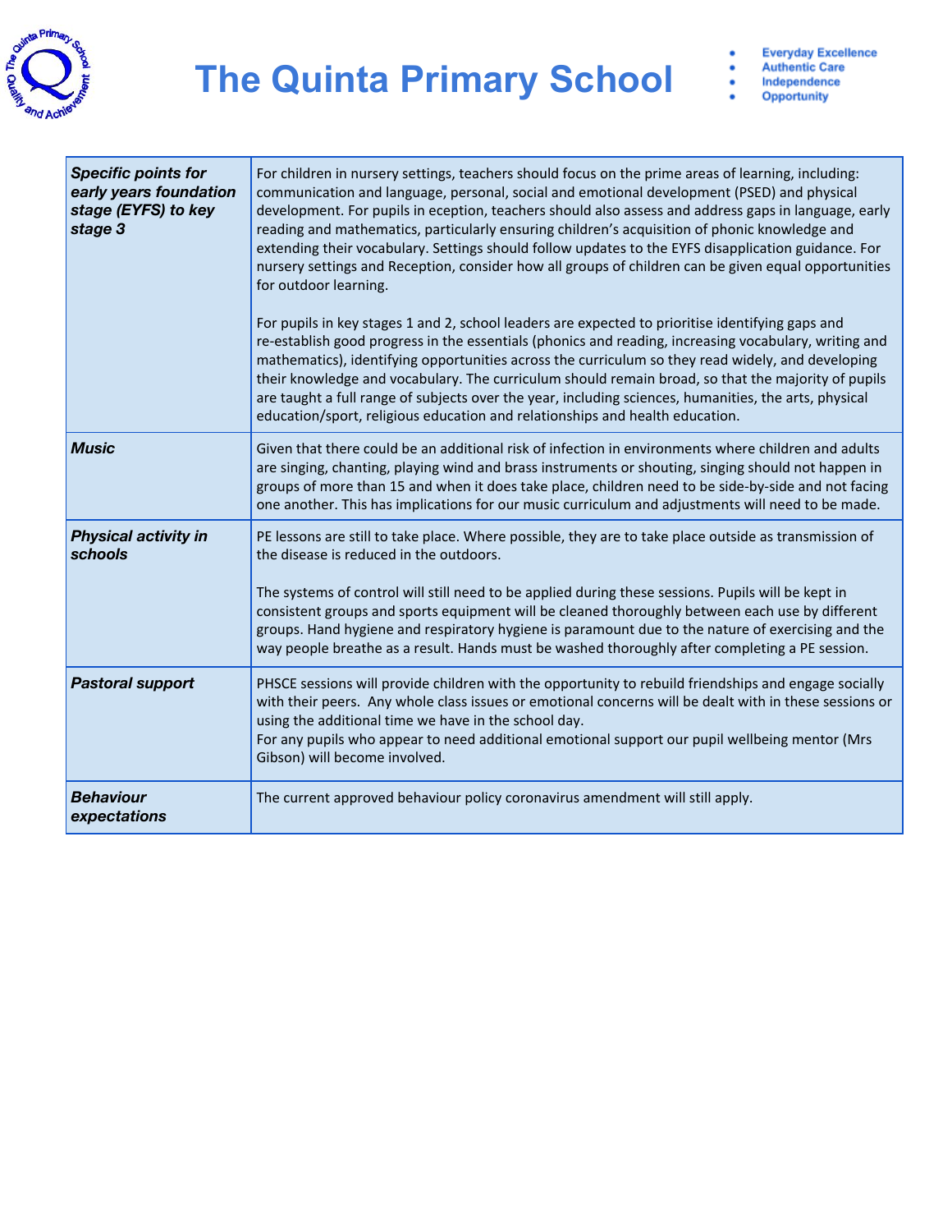| | |
|---|---|
| ***Specific points for early years foundation stage (EYFS) to key stage 3*** | For children in nursery settings, teachers should focus on the prime areas of learning, including: communication and language, personal, social and emotional development (PSED) and physical development. For pupils in eception, teachers should also assess and address gaps in language, early reading and mathematics, particularly ensuring children's acquisition of phonic knowledge and extending their vocabulary. Settings should follow updates to the EYFS disapplication guidance. For nursery settings and Reception, consider how all groups of children can be given equal opportunities for outdoor learning.<br><br>For pupils in key stages 1 and 2, school leaders are expected to prioritise identifying gaps and re-establish good progress in the essentials (phonics and reading, increasing vocabulary, writing and mathematics), identifying opportunities across the curriculum so they read widely, and developing their knowledge and vocabulary. The curriculum should remain broad, so that the majority of pupils are taught a full range of subjects over the year, including sciences, humanities, the arts, physical education/sport, religious education and relationships and health education. |
| ***Music*** | Given that there could be an additional risk of infection in environments where children and adults are singing, chanting, playing wind and brass instruments or shouting, singing should not happen in groups of more than 15 and when it does take place, children need to be side-by-side and not facing one another. This has implications for our music curriculum and adjustments will need to be made. |
| ***Physical activity in schools*** | PE lessons are still to take place. Where possible, they are to take place outside as transmission of the disease is reduced in the outdoors.<br><br>The systems of control will still need to be applied during these sessions. Pupils will be kept in consistent groups and sports equipment will be cleaned thoroughly between each use by different groups. Hand hygiene and respiratory hygiene is paramount due to the nature of exercising and the way people breathe as a result. Hands must be washed thoroughly after completing a PE session. |
| ***Pastoral support*** | PHSCE sessions will provide children with the opportunity to rebuild friendships and engage socially with their peers. Any whole class issues or emotional concerns will be dealt with in these sessions or using the additional time we have in the school day.<br>For any pupils who appear to need additional emotional support our pupil wellbeing mentor (Mrs Gibson) will become involved. |
| ***Behaviour expectations*** | The current approved behaviour policy coronavirus amendment will still apply. |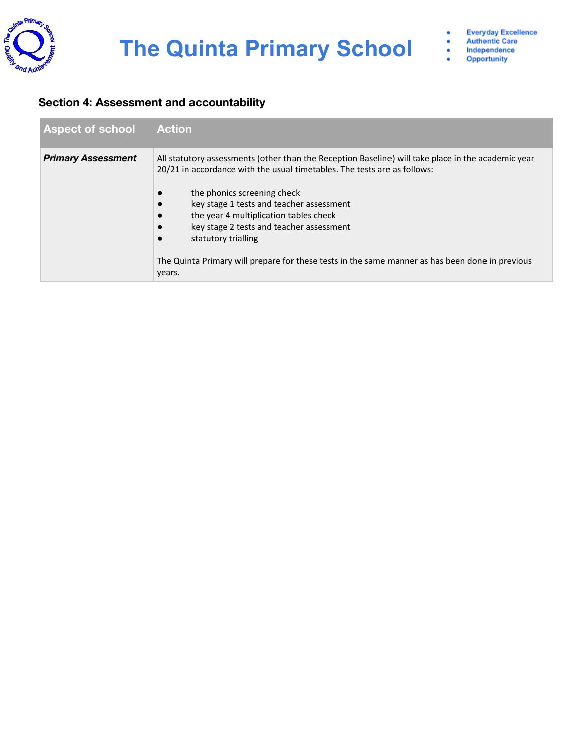## Section 4: Assessment and accountability

| Aspect of school | Action |
|---|---|
| ***Primary Assessment*** | All statutory assessments (other than the Reception Baseline) will take place in the academic year 20/21 in accordance with the usual timetables. The tests are as follows:<br><br>● the phonics screening check<br>● key stage 1 tests and teacher assessment<br>● the year 4 multiplication tables check<br>● key stage 2 tests and teacher assessment<br>● statutory trialling<br><br>The Quinta Primary will prepare for these tests in the same manner as has been done in previous years. |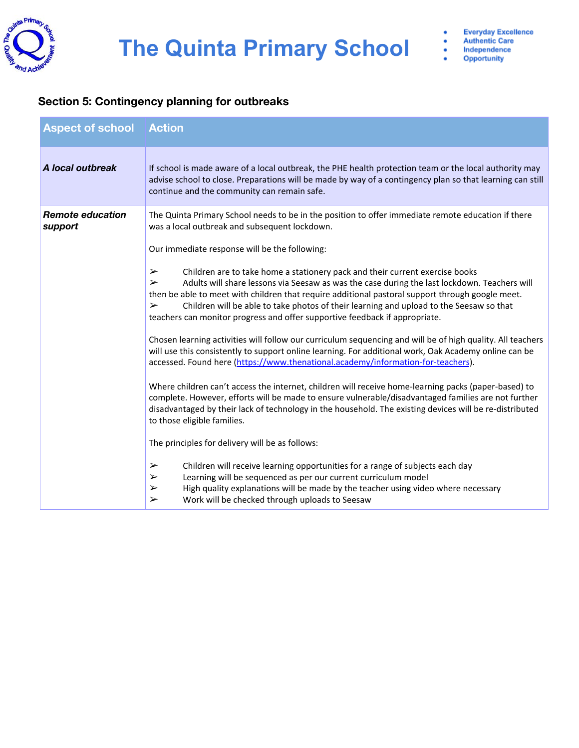## Section 5: Contingency planning for outbreaks

| Aspect of school | Action |
| --- | --- |
| ***A local outbreak*** | If school is made aware of a local outbreak, the PHE health protection team or the local authority may advise school to close. Preparations will be made by way of a contingency plan so that learning can still continue and the community can remain safe. |
| ***Remote education support*** | The Quinta Primary School needs to be in the position to offer immediate remote education if there was a local outbreak and subsequent lockdown.<br><br>Our immediate response will be the following:<br><br>➢ Children are to take home a stationery pack and their current exercise books<br>➢ Adults will share lessons via Seesaw as was the case during the last lockdown. Teachers will then be able to meet with children that require additional pastoral support through google meet.<br>➢ Children will be able to take photos of their learning and upload to the Seesaw so that teachers can monitor progress and offer supportive feedback if appropriate.<br><br>Chosen learning activities will follow our curriculum sequencing and will be of high quality. All teachers will use this consistently to support online learning. For additional work, Oak Academy online can be accessed. Found here (https://www.thenational.academy/information-for-teachers).<br><br>Where children can't access the internet, children will receive home-learning packs (paper-based) to complete. However, efforts will be made to ensure vulnerable/disadvantaged families are not further disadvantaged by their lack of technology in the household. The existing devices will be re-distributed to those eligible families.<br><br>The principles for delivery will be as follows:<br><br>➢ Children will receive learning opportunities for a range of subjects each day<br>➢ Learning will be sequenced as per our current curriculum model<br>➢ High quality explanations will be made by the teacher using video where necessary<br>➢ Work will be checked through uploads to Seesaw |